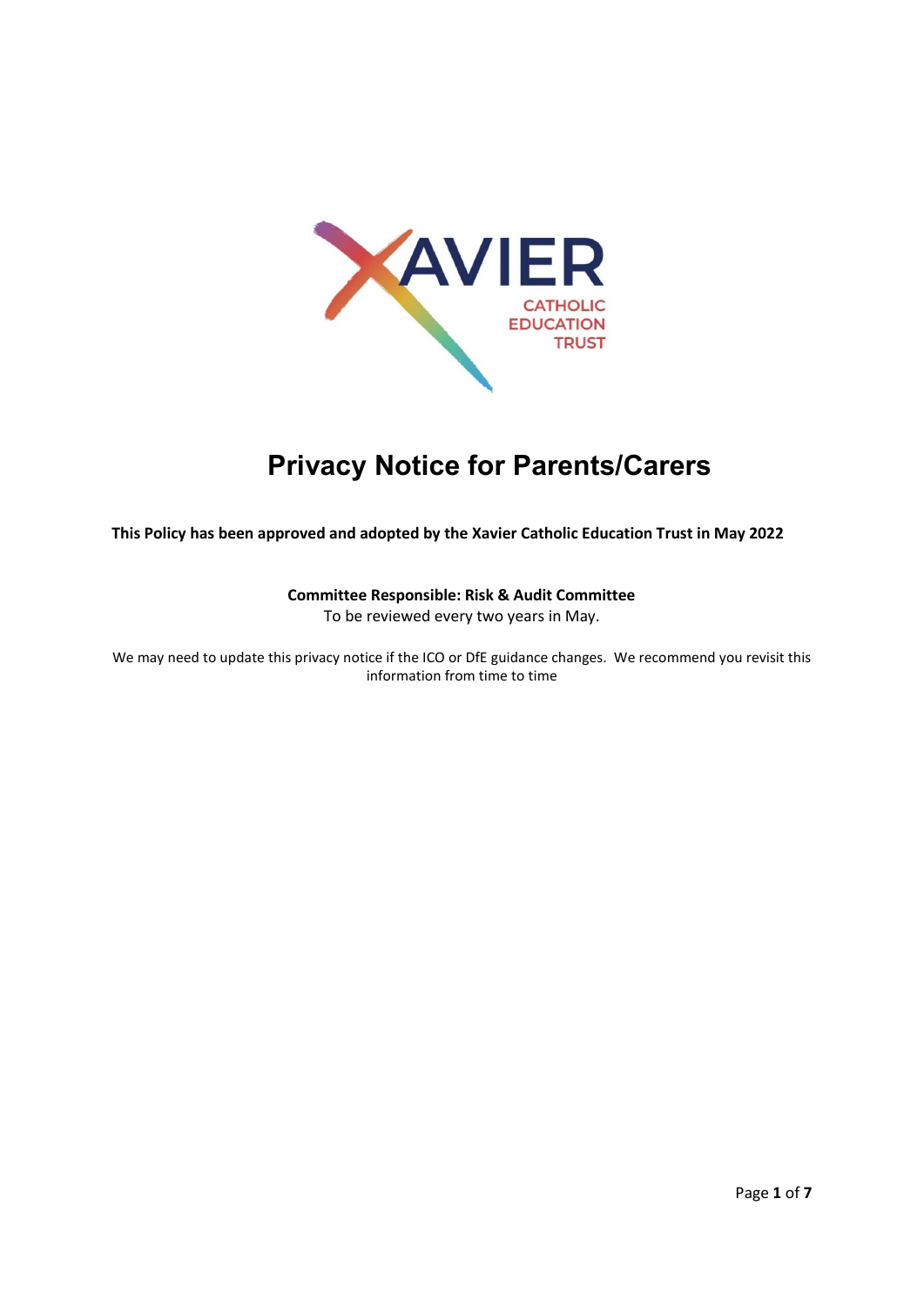# Privacy Notice for Parents/Carers

**This Policy has been approved and adopted by the Xavier Catholic Education Trust in May 2022**

**Committee Responsible: Risk & Audit Committee**
To be reviewed every two years in May.

We may need to update this privacy notice if the ICO or DfE guidance changes. We recommend you revisit this information from time to time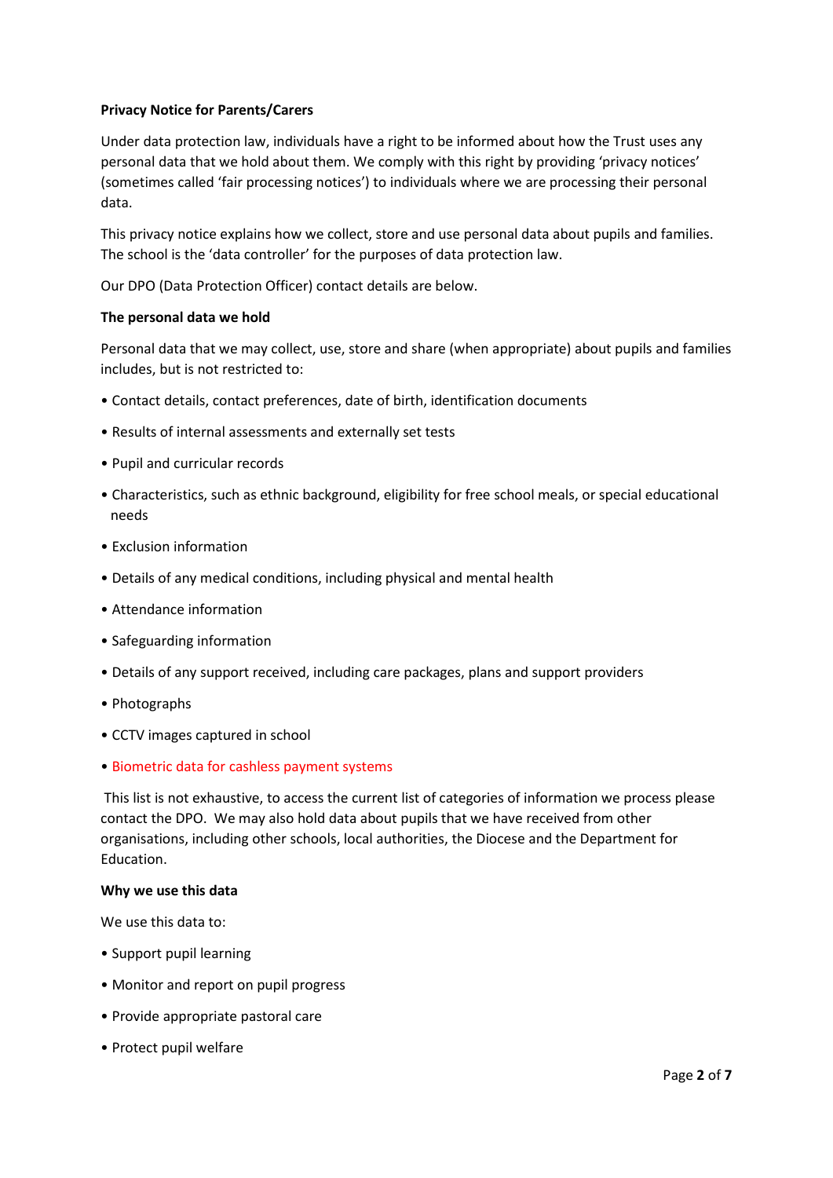**Privacy Notice for Parents/Carers**

Under data protection law, individuals have a right to be informed about how the Trust uses any personal data that we hold about them. We comply with this right by providing 'privacy notices' (sometimes called 'fair processing notices') to individuals where we are processing their personal data.

This privacy notice explains how we collect, store and use personal data about pupils and families. The school is the 'data controller' for the purposes of data protection law.

Our DPO (Data Protection Officer) contact details are below.

**The personal data we hold**

Personal data that we may collect, use, store and share (when appropriate) about pupils and families includes, but is not restricted to:

- Contact details, contact preferences, date of birth, identification documents
- Results of internal assessments and externally set tests
- Pupil and curricular records
- Characteristics, such as ethnic background, eligibility for free school meals, or special educational needs
- Exclusion information
- Details of any medical conditions, including physical and mental health
- Attendance information
- Safeguarding information
- Details of any support received, including care packages, plans and support providers
- Photographs
- CCTV images captured in school
- Biometric data for cashless payment systems

This list is not exhaustive, to access the current list of categories of information we process please contact the DPO. We may also hold data about pupils that we have received from other organisations, including other schools, local authorities, the Diocese and the Department for Education.

**Why we use this data**

We use this data to:

- Support pupil learning
- Monitor and report on pupil progress
- Provide appropriate pastoral care
- Protect pupil welfare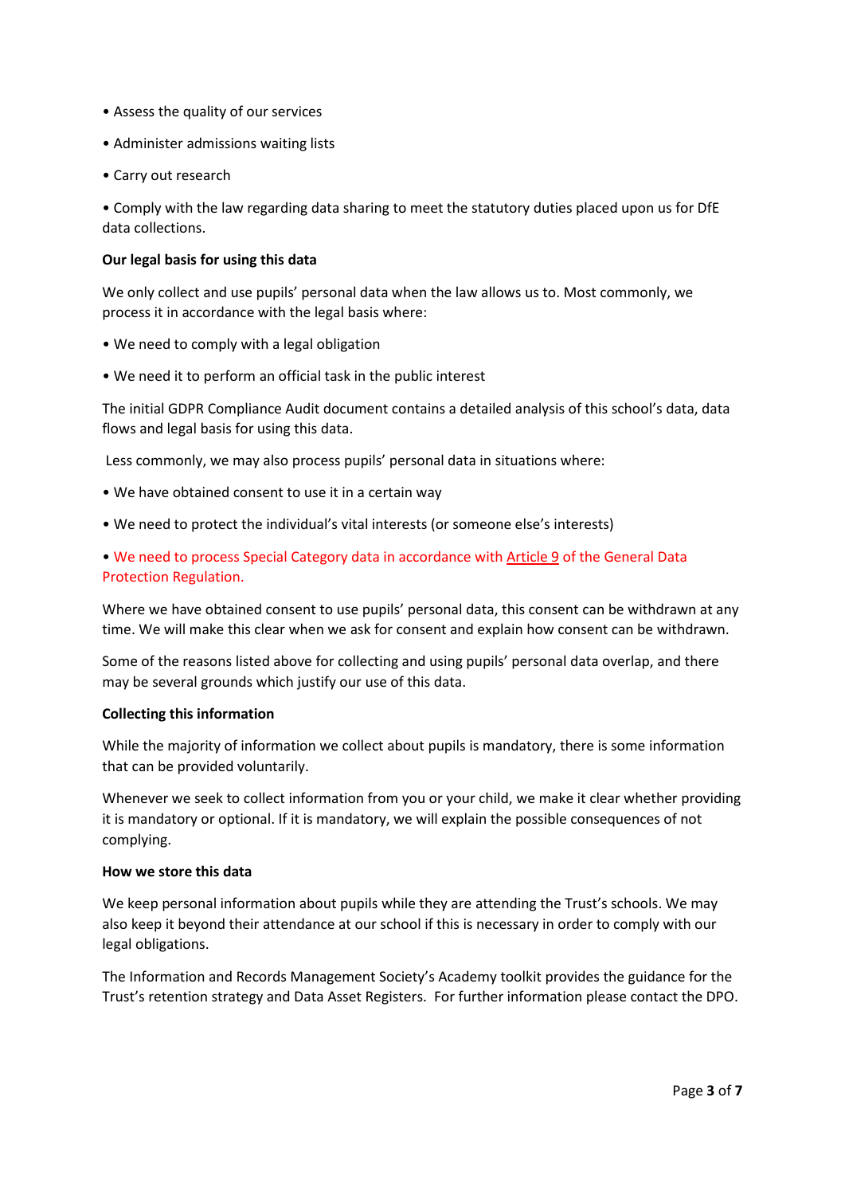- Assess the quality of our services
- Administer admissions waiting lists
- Carry out research
- Comply with the law regarding data sharing to meet the statutory duties placed upon us for DfE data collections.

**Our legal basis for using this data**

We only collect and use pupils' personal data when the law allows us to. Most commonly, we process it in accordance with the legal basis where:

- We need to comply with a legal obligation
- We need it to perform an official task in the public interest

The initial GDPR Compliance Audit document contains a detailed analysis of this school's data, data flows and legal basis for using this data.

Less commonly, we may also process pupils' personal data in situations where:

- We have obtained consent to use it in a certain way
- We need to protect the individual's vital interests (or someone else's interests)
- We need to process Special Category data in accordance with Article 9 of the General Data Protection Regulation.

Where we have obtained consent to use pupils' personal data, this consent can be withdrawn at any time. We will make this clear when we ask for consent and explain how consent can be withdrawn.

Some of the reasons listed above for collecting and using pupils' personal data overlap, and there may be several grounds which justify our use of this data.

**Collecting this information**

While the majority of information we collect about pupils is mandatory, there is some information that can be provided voluntarily.

Whenever we seek to collect information from you or your child, we make it clear whether providing it is mandatory or optional. If it is mandatory, we will explain the possible consequences of not complying.

**How we store this data**

We keep personal information about pupils while they are attending the Trust's schools. We may also keep it beyond their attendance at our school if this is necessary in order to comply with our legal obligations.

The Information and Records Management Society's Academy toolkit provides the guidance for the Trust's retention strategy and Data Asset Registers. For further information please contact the DPO.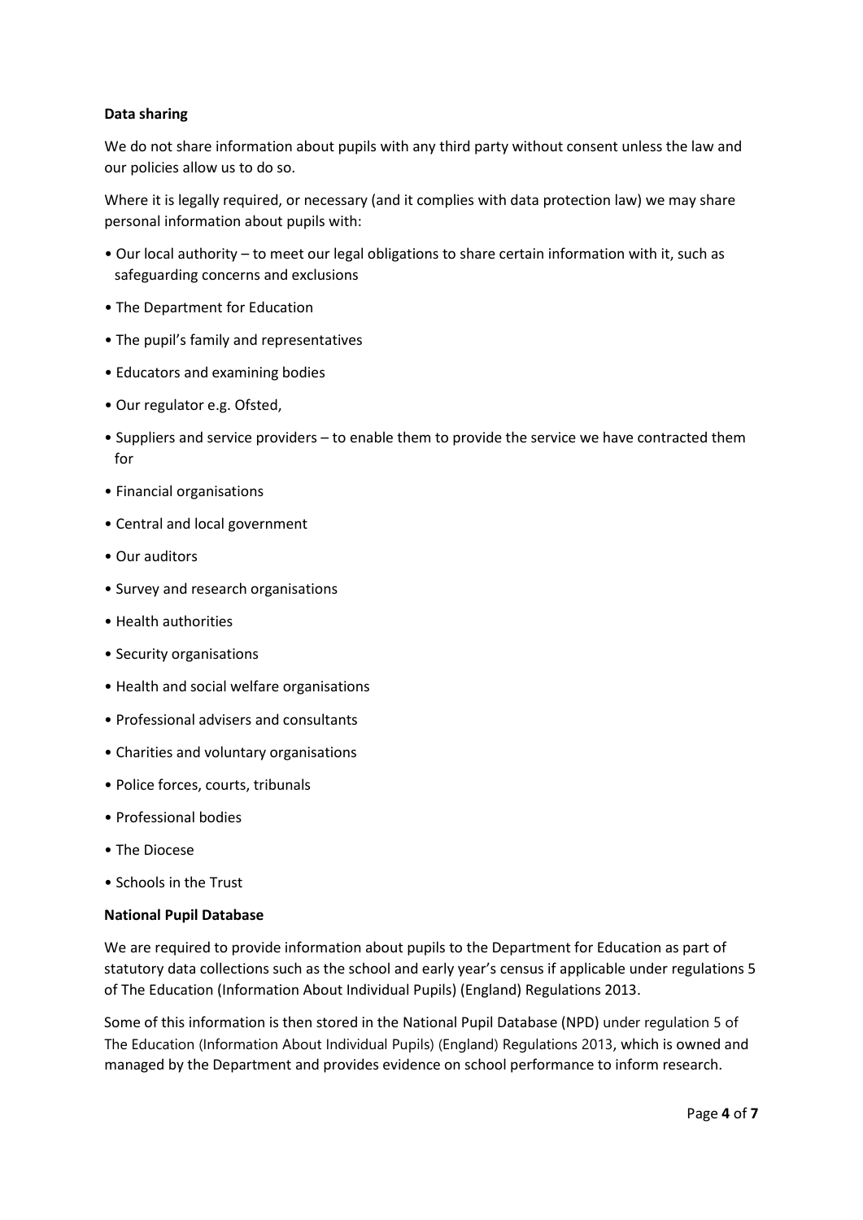**Data sharing**

We do not share information about pupils with any third party without consent unless the law and our policies allow us to do so.

Where it is legally required, or necessary (and it complies with data protection law) we may share personal information about pupils with:

- Our local authority – to meet our legal obligations to share certain information with it, such as safeguarding concerns and exclusions
- The Department for Education
- The pupil's family and representatives
- Educators and examining bodies
- Our regulator e.g. Ofsted,
- Suppliers and service providers – to enable them to provide the service we have contracted them for
- Financial organisations
- Central and local government
- Our auditors
- Survey and research organisations
- Health authorities
- Security organisations
- Health and social welfare organisations
- Professional advisers and consultants
- Charities and voluntary organisations
- Police forces, courts, tribunals
- Professional bodies
- The Diocese
- Schools in the Trust

**National Pupil Database**

We are required to provide information about pupils to the Department for Education as part of statutory data collections such as the school and early year's census if applicable under regulations 5 of The Education (Information About Individual Pupils) (England) Regulations 2013.

Some of this information is then stored in the National Pupil Database (NPD) under regulation 5 of The Education (Information About Individual Pupils) (England) Regulations 2013, which is owned and managed by the Department and provides evidence on school performance to inform research.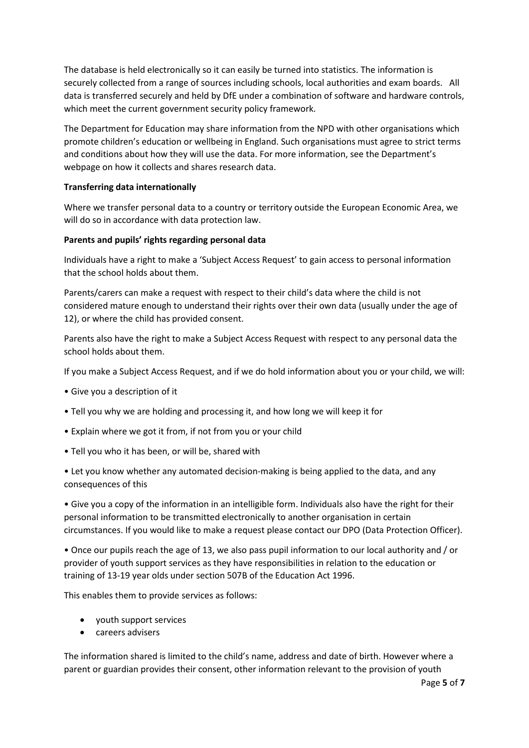The database is held electronically so it can easily be turned into statistics. The information is securely collected from a range of sources including schools, local authorities and exam boards. All data is transferred securely and held by DfE under a combination of software and hardware controls, which meet the current government security policy framework.

The Department for Education may share information from the NPD with other organisations which promote children's education or wellbeing in England. Such organisations must agree to strict terms and conditions about how they will use the data. For more information, see the Department's webpage on how it collects and shares research data.

**Transferring data internationally**

Where we transfer personal data to a country or territory outside the European Economic Area, we will do so in accordance with data protection law.

**Parents and pupils' rights regarding personal data**

Individuals have a right to make a 'Subject Access Request' to gain access to personal information that the school holds about them.

Parents/carers can make a request with respect to their child's data where the child is not considered mature enough to understand their rights over their own data (usually under the age of 12), or where the child has provided consent.

Parents also have the right to make a Subject Access Request with respect to any personal data the school holds about them.

If you make a Subject Access Request, and if we do hold information about you or your child, we will:

- Give you a description of it
- Tell you why we are holding and processing it, and how long we will keep it for
- Explain where we got it from, if not from you or your child
- Tell you who it has been, or will be, shared with
- Let you know whether any automated decision-making is being applied to the data, and any consequences of this
- Give you a copy of the information in an intelligible form. Individuals also have the right for their personal information to be transmitted electronically to another organisation in certain circumstances. If you would like to make a request please contact our DPO (Data Protection Officer).
- Once our pupils reach the age of 13, we also pass pupil information to our local authority and / or provider of youth support services as they have responsibilities in relation to the education or training of 13-19 year olds under section 507B of the Education Act 1996.

This enables them to provide services as follows:

- youth support services
- careers advisers

The information shared is limited to the child's name, address and date of birth. However where a parent or guardian provides their consent, other information relevant to the provision of youth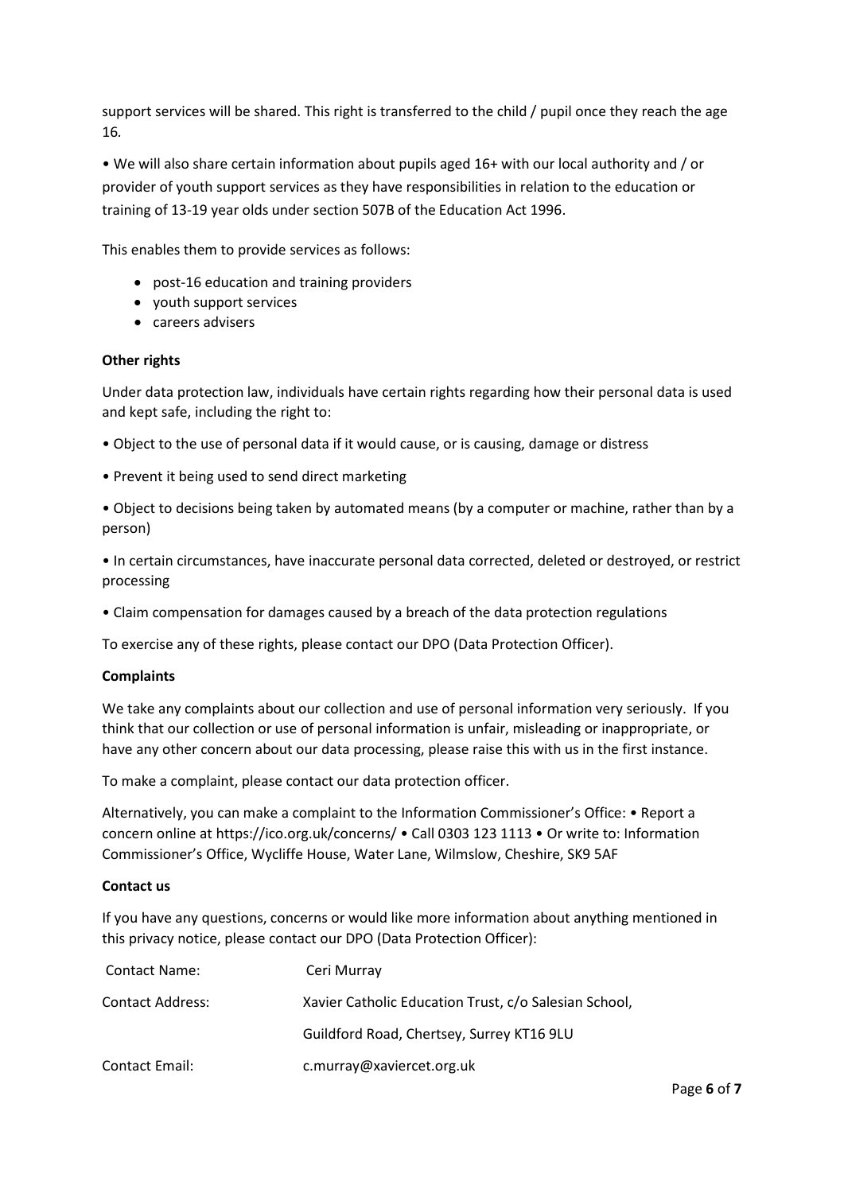support services will be shared. This right is transferred to the child / pupil once they reach the age 16.

• We will also share certain information about pupils aged 16+ with our local authority and / or provider of youth support services as they have responsibilities in relation to the education or training of 13-19 year olds under section 507B of the Education Act 1996.

This enables them to provide services as follows:

- post-16 education and training providers
- youth support services
- careers advisers

**Other rights**

Under data protection law, individuals have certain rights regarding how their personal data is used and kept safe, including the right to:

• Object to the use of personal data if it would cause, or is causing, damage or distress

• Prevent it being used to send direct marketing

• Object to decisions being taken by automated means (by a computer or machine, rather than by a person)

• In certain circumstances, have inaccurate personal data corrected, deleted or destroyed, or restrict processing

• Claim compensation for damages caused by a breach of the data protection regulations

To exercise any of these rights, please contact our DPO (Data Protection Officer).

**Complaints**

We take any complaints about our collection and use of personal information very seriously. If you think that our collection or use of personal information is unfair, misleading or inappropriate, or have any other concern about our data processing, please raise this with us in the first instance.

To make a complaint, please contact our data protection officer.

Alternatively, you can make a complaint to the Information Commissioner's Office: • Report a concern online at https://ico.org.uk/concerns/ • Call 0303 123 1113 • Or write to: Information Commissioner's Office, Wycliffe House, Water Lane, Wilmslow, Cheshire, SK9 5AF

**Contact us**

If you have any questions, concerns or would like more information about anything mentioned in this privacy notice, please contact our DPO (Data Protection Officer):

| | |
|---|---|
| Contact Name: | Ceri Murray |
| Contact Address: | Xavier Catholic Education Trust, c/o Salesian School, |
| | Guildford Road, Chertsey, Surrey KT16 9LU |
| Contact Email: | c.murray@xaviercet.org.uk |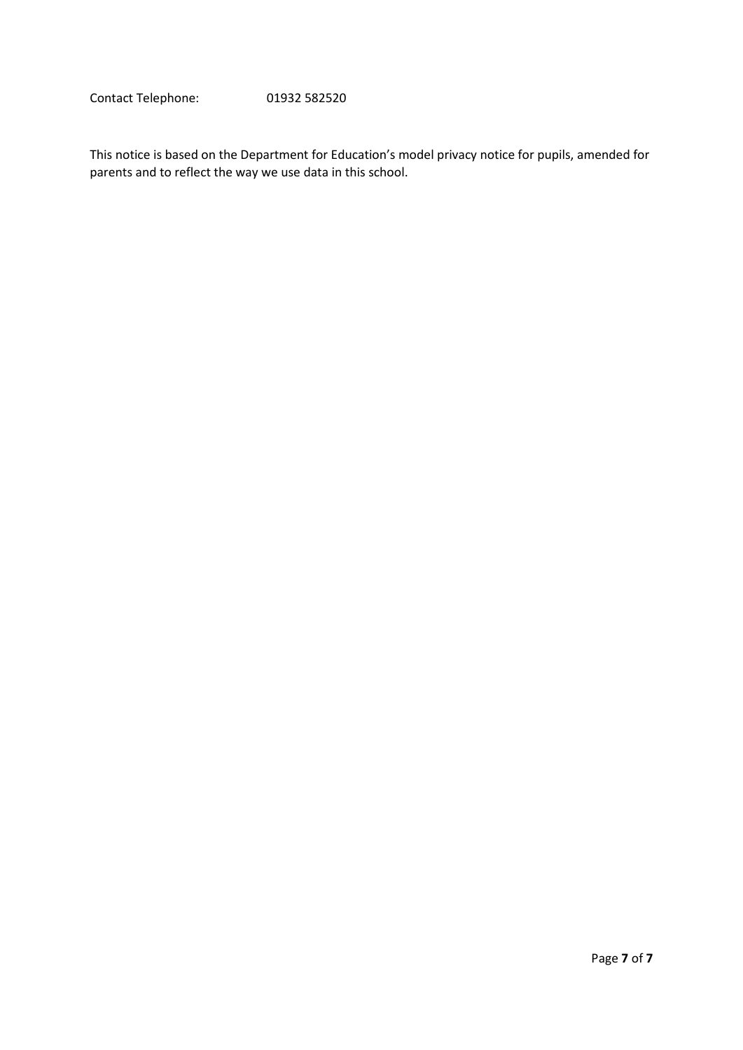Contact Telephone: 01932 582520

This notice is based on the Department for Education's model privacy notice for pupils, amended for parents and to reflect the way we use data in this school.